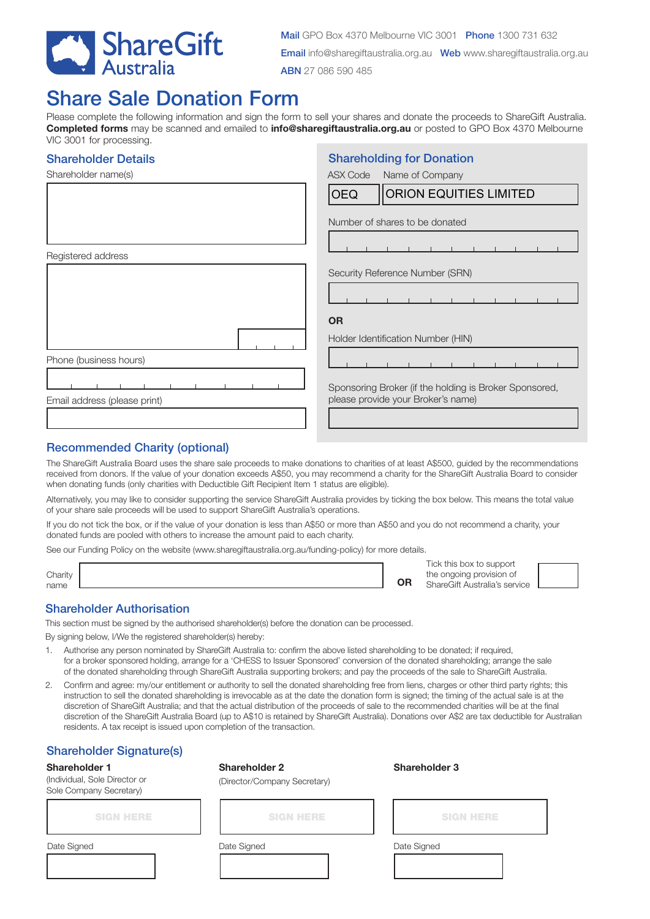ShareGift Australia

**Mail** GPO Box 4370 Melbourne VIC 3001 **Phone** 1300 731 632
**Email** info@sharegiftaustralia.org.au **Web** www.sharegiftaustralia.org.au
**ABN** 27 086 590 485

# Share Sale Donation Form

Please complete the following information and sign the form to sell your shares and donate the proceeds to ShareGift Australia. **Completed forms** may be scanned and emailed to **info@sharegiftaustralia.org.au** or posted to GPO Box 4370 Melbourne VIC 3001 for processing.

## Shareholder Details

Shareholder name(s)

Registered address

Phone (business hours)

Email address (please print)

## Shareholding for Donation

| ASX Code | Name of Company |
|---|---|
| OEQ | ORION EQUITIES LIMITED |

Number of shares to be donated

Security Reference Number (SRN)

**OR**

Holder Identification Number (HIN)

Sponsoring Broker (if the holding is Broker Sponsored, please provide your Broker's name)

## Recommended Charity (optional)

The ShareGift Australia Board uses the share sale proceeds to make donations to charities of at least A$500, guided by the recommendations received from donors. If the value of your donation exceeds A$50, you may recommend a charity for the ShareGift Australia Board to consider when donating funds (only charities with Deductible Gift Recipient Item 1 status are eligible).

Alternatively, you may like to consider supporting the service ShareGift Australia provides by ticking the box below. This means the total value of your share sale proceeds will be used to support ShareGift Australia's operations.

If you do not tick the box, or if the value of your donation is less than A$50 or more than A$50 and you do not recommend a charity, your donated funds are pooled with others to increase the amount paid to each charity.

See our Funding Policy on the website (www.sharegiftaustralia.org.au/funding-policy) for more details.

Charity name **OR** Tick this box to support the ongoing provision of ShareGift Australia's service

## Shareholder Authorisation

This section must be signed by the authorised shareholder(s) before the donation can be processed.

By signing below, I/We the registered shareholder(s) hereby:

1. Authorise any person nominated by ShareGift Australia to: confirm the above listed shareholding to be donated; if required, for a broker sponsored holding, arrange for a 'CHESS to Issuer Sponsored' conversion of the donated shareholding; arrange the sale of the donated shareholding through ShareGift Australia supporting brokers; and pay the proceeds of the sale to ShareGift Australia.
2. Confirm and agree: my/our entitlement or authority to sell the donated shareholding free from liens, charges or other third party rights; this instruction to sell the donated shareholding is irrevocable as at the date the donation form is signed; the timing of the actual sale is at the discretion of ShareGift Australia; and that the actual distribution of the proceeds of sale to the recommended charities will be at the final discretion of the ShareGift Australia Board (up to A$10 is retained by ShareGift Australia). Donations over A$2 are tax deductible for Australian residents. A tax receipt is issued upon completion of the transaction.

## Shareholder Signature(s)

| Shareholder 1 | Shareholder 2 | Shareholder 3 |
|---|---|---|
| (Individual, Sole Director or Sole Company Secretary) | (Director/Company Secretary) | |
| SIGN HERE | SIGN HERE | SIGN HERE |
| Date Signed | Date Signed | Date Signed |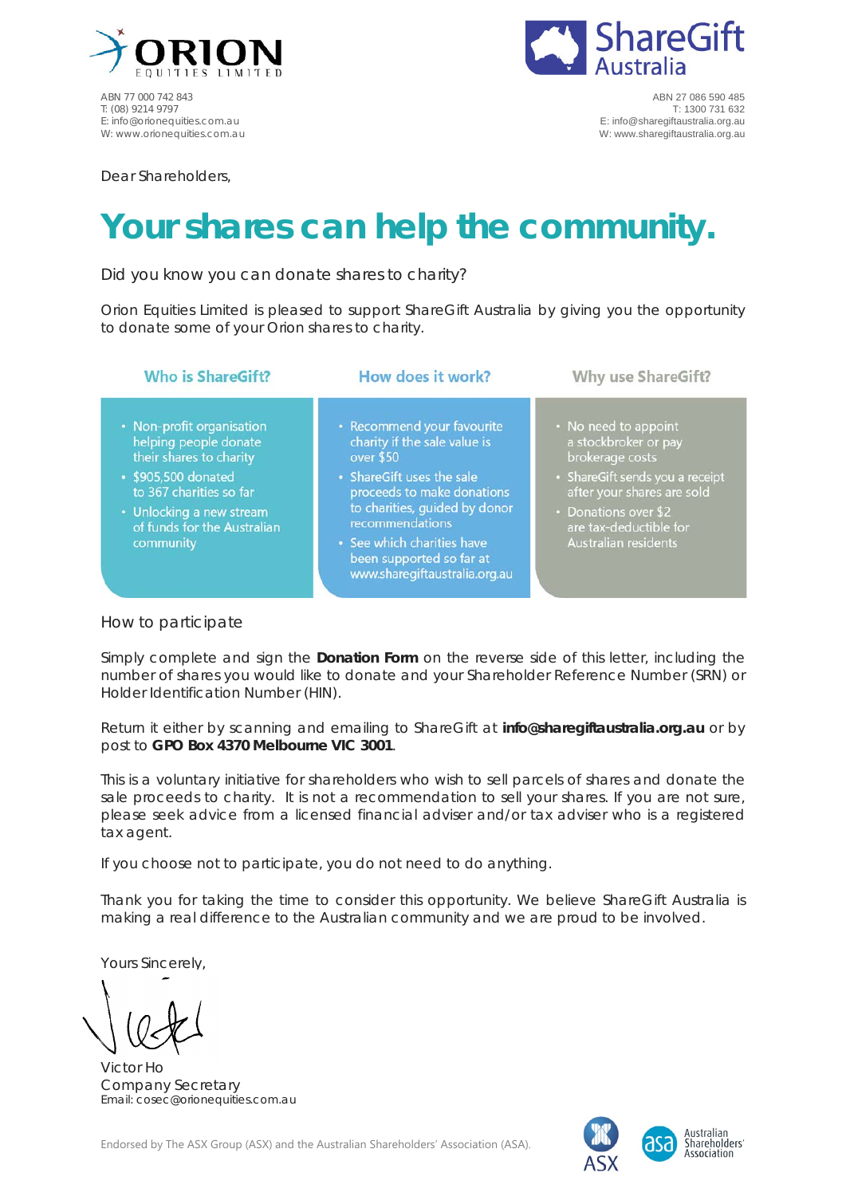**ORION EQUITIES LIMITED**

ABN 77 000 742 843
T: (08) 9214 9797
E: info@orionequities.com.au
W: www.orionequities.com.au

**ShareGift Australia**

ABN 27 086 590 485
T: 1300 731 632
E: info@sharegiftaustralia.org.au
W: www.sharegiftaustralia.org.au

Dear Shareholders,

# Your shares can help the community.

Did you know you can donate shares to charity?

Orion Equities Limited is pleased to support ShareGift Australia by giving you the opportunity to donate some of your Orion shares to charity.

### Who is ShareGift?

- Non-profit organisation helping people donate their shares to charity
- $905,500 donated to 367 charities so far
- Unlocking a new stream of funds for the Australian community

### How does it work?

- Recommend your favourite charity if the sale value is over $50
- ShareGift uses the sale proceeds to make donations to charities, guided by donor recommendations
- See which charities have been supported so far at www.sharegiftaustralia.org.au

### Why use ShareGift?

- No need to appoint a stockbroker or pay brokerage costs
- ShareGift sends you a receipt after your shares are sold
- Donations over $2 are tax-deductible for Australian residents

## How to participate

Simply complete and sign the **Donation Form** on the reverse side of this letter, including the number of shares you would like to donate and your Shareholder Reference Number (SRN) or Holder Identification Number (HIN).

Return it either by scanning and emailing to ShareGift at **info@sharegiftaustralia.org.au** or by post to **GPO Box 4370 Melbourne VIC 3001**.

This is a voluntary initiative for shareholders who wish to sell parcels of shares and donate the sale proceeds to charity. It is not a recommendation to sell your shares. If you are not sure, please seek advice from a licensed financial adviser and/or tax adviser who is a registered tax agent.

If you choose not to participate, you do not need to do anything.

Thank you for taking the time to consider this opportunity. We believe ShareGift Australia is making a real difference to the Australian community and we are proud to be involved.

Yours Sincerely,

Victor Ho
Company Secretary
Email: cosec@orionequities.com.au

Endorsed by The ASX Group (ASX) and the Australian Shareholders' Association (ASA).

ASX

asa Australian Shareholders' Association